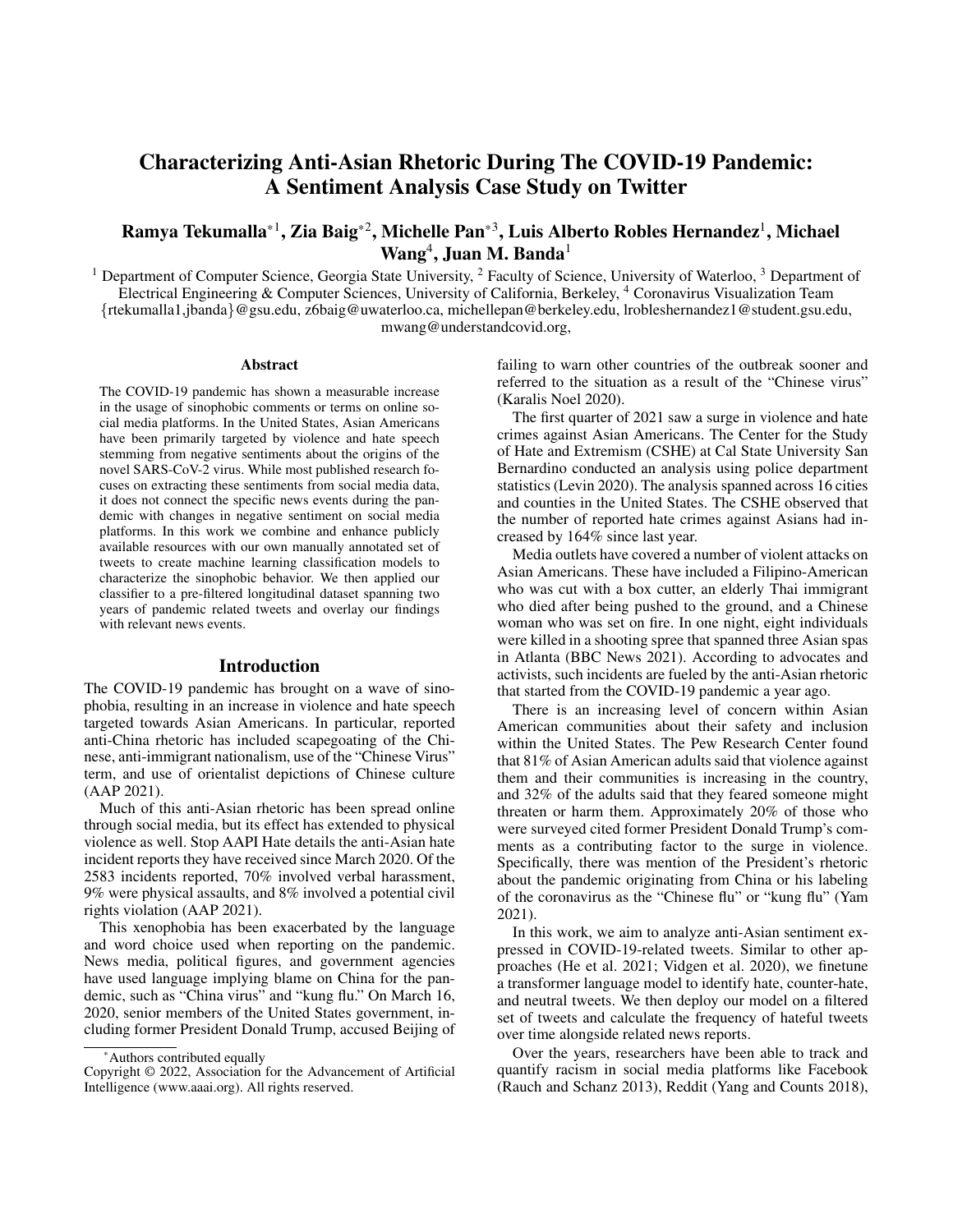# Characterizing Anti-Asian Rhetoric During The COVID-19 Pandemic: A Sentiment Analysis Case Study on Twitter

**Ramya Tekumalla*[1], Zia Baig*[2], Michelle Pan*[3], Luis Alberto Robles Hernandez[1], Michael Wang[4], Juan M. Banda[1]**

[1] Department of Computer Science, Georgia State University, [2] Faculty of Science, University of Waterloo, [3] Department of Electrical Engineering & Computer Sciences, University of California, Berkeley, [4] Coronavirus Visualization Team
{rtekumalla1,jbanda}@gsu.edu, z6baig@uwaterloo.ca, michellepan@berkeley.edu, lrobleshernandez1@student.gsu.edu, mwang@understandcovid.org,

### Abstract

The COVID-19 pandemic has shown a measurable increase in the usage of sinophobic comments or terms on online social media platforms. In the United States, Asian Americans have been primarily targeted by violence and hate speech stemming from negative sentiments about the origins of the novel SARS-CoV-2 virus. While most published research focuses on extracting these sentiments from social media data, it does not connect the specific news events during the pandemic with changes in negative sentiment on social media platforms. In this work we combine and enhance publicly available resources with our own manually annotated set of tweets to create machine learning classification models to characterize the sinophobic behavior. We then applied our classifier to a pre-filtered longitudinal dataset spanning two years of pandemic related tweets and overlay our findings with relevant news events.

## Introduction

The COVID-19 pandemic has brought on a wave of sinophobia, resulting in an increase in violence and hate speech targeted towards Asian Americans. In particular, reported anti-China rhetoric has included scapegoating of the Chinese, anti-immigrant nationalism, use of the "Chinese Virus" term, and use of orientalist depictions of Chinese culture (AAP 2021).

Much of this anti-Asian rhetoric has been spread online through social media, but its effect has extended to physical violence as well. Stop AAPI Hate details the anti-Asian hate incident reports they have received since March 2020. Of the 2583 incidents reported, 70% involved verbal harassment, 9% were physical assaults, and 8% involved a potential civil rights violation (AAP 2021).

This xenophobia has been exacerbated by the language and word choice used when reporting on the pandemic. News media, political figures, and government agencies have used language implying blame on China for the pandemic, such as "China virus" and "kung flu." On March 16, 2020, senior members of the United States government, including former President Donald Trump, accused Beijing of failing to warn other countries of the outbreak sooner and referred to the situation as a result of the "Chinese virus" (Karalis Noel 2020).

The first quarter of 2021 saw a surge in violence and hate crimes against Asian Americans. The Center for the Study of Hate and Extremism (CSHE) at Cal State University San Bernardino conducted an analysis using police department statistics (Levin 2020). The analysis spanned across 16 cities and counties in the United States. The CSHE observed that the number of reported hate crimes against Asians had increased by 164% since last year.

Media outlets have covered a number of violent attacks on Asian Americans. These have included a Filipino-American who was cut with a box cutter, an elderly Thai immigrant who died after being pushed to the ground, and a Chinese woman who was set on fire. In one night, eight individuals were killed in a shooting spree that spanned three Asian spas in Atlanta (BBC News 2021). According to advocates and activists, such incidents are fueled by the anti-Asian rhetoric that started from the COVID-19 pandemic a year ago.

There is an increasing level of concern within Asian American communities about their safety and inclusion within the United States. The Pew Research Center found that 81% of Asian American adults said that violence against them and their communities is increasing in the country, and 32% of the adults said that they feared someone might threaten or harm them. Approximately 20% of those who were surveyed cited former President Donald Trump's comments as a contributing factor to the surge in violence. Specifically, there was mention of the President's rhetoric about the pandemic originating from China or his labeling of the coronavirus as the "Chinese flu" or "kung flu" (Yam 2021).

In this work, we aim to analyze anti-Asian sentiment expressed in COVID-19-related tweets. Similar to other approaches (He et al. 2021; Vidgen et al. 2020), we finetune a transformer language model to identify hate, counter-hate, and neutral tweets. We then deploy our model on a filtered set of tweets and calculate the frequency of hateful tweets over time alongside related news reports.

Over the years, researchers have been able to track and quantify racism in social media platforms like Facebook (Rauch and Schanz 2013), Reddit (Yang and Counts 2018),

*Authors contributed equally

Copyright © 2022, Association for the Advancement of Artificial Intelligence (www.aaai.org). All rights reserved.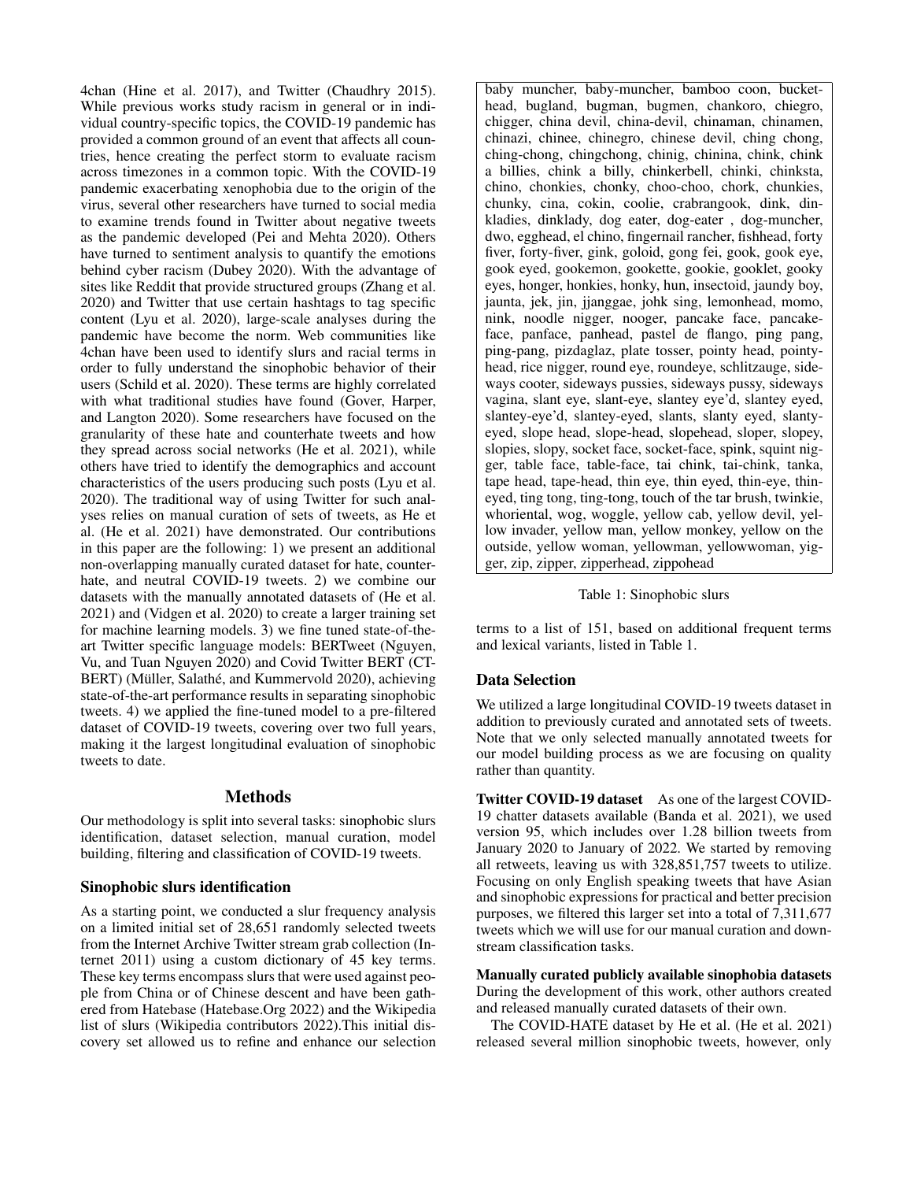4chan (Hine et al. 2017), and Twitter (Chaudhry 2015). While previous works study racism in general or in individual country-specific topics, the COVID-19 pandemic has provided a common ground of an event that affects all countries, hence creating the perfect storm to evaluate racism across timezones in a common topic. With the COVID-19 pandemic exacerbating xenophobia due to the origin of the virus, several other researchers have turned to social media to examine trends found in Twitter about negative tweets as the pandemic developed (Pei and Mehta 2020). Others have turned to sentiment analysis to quantify the emotions behind cyber racism (Dubey 2020). With the advantage of sites like Reddit that provide structured groups (Zhang et al. 2020) and Twitter that use certain hashtags to tag specific content (Lyu et al. 2020), large-scale analyses during the pandemic have become the norm. Web communities like 4chan have been used to identify slurs and racial terms in order to fully understand the sinophobic behavior of their users (Schild et al. 2020). These terms are highly correlated with what traditional studies have found (Gover, Harper, and Langton 2020). Some researchers have focused on the granularity of these hate and counterhate tweets and how they spread across social networks (He et al. 2021), while others have tried to identify the demographics and account characteristics of the users producing such posts (Lyu et al. 2020). The traditional way of using Twitter for such analyses relies on manual curation of sets of tweets, as He et al. (He et al. 2021) have demonstrated. Our contributions in this paper are the following: 1) we present an additional non-overlapping manually curated dataset for hate, counterhate, and neutral COVID-19 tweets. 2) we combine our datasets with the manually annotated datasets of (He et al. 2021) and (Vidgen et al. 2020) to create a larger training set for machine learning models. 3) we fine tuned state-of-the-art Twitter specific language models: BERTweet (Nguyen, Vu, and Tuan Nguyen 2020) and Covid Twitter BERT (CT-BERT) (Müller, Salathé, and Kummervold 2020), achieving state-of-the-art performance results in separating sinophobic tweets. 4) we applied the fine-tuned model to a pre-filtered dataset of COVID-19 tweets, covering over two full years, making it the largest longitudinal evaluation of sinophobic tweets to date.

## Methods

Our methodology is split into several tasks: sinophobic slurs identification, dataset selection, manual curation, model building, filtering and classification of COVID-19 tweets.

### Sinophobic slurs identification

As a starting point, we conducted a slur frequency analysis on a limited initial set of 28,651 randomly selected tweets from the Internet Archive Twitter stream grab collection (Internet 2011) using a custom dictionary of 45 key terms. These key terms encompass slurs that were used against people from China or of Chinese descent and have been gathered from Hatebase (Hatebase.Org 2022) and the Wikipedia list of slurs (Wikipedia contributors 2022).This initial discovery set allowed us to refine and enhance our selection terms to a list of 151, based on additional frequent terms and lexical variants, listed in Table 1.

| baby muncher, baby-muncher, bamboo coon, bucket-head, bugland, bugman, bugmen, chankoro, chiegro, chigger, china devil, china-devil, chinaman, chinamen, chinazi, chinee, chinegro, chinese devil, ching chong, ching-chong, chingchong, chinig, chinina, chink, chink a billies, chink a billy, chinkerbell, chinki, chinksta, chino, chonkies, chonky, choo-choo, chork, chunkies, chunky, cina, cokin, coolie, crabrangook, dink, dinkladies, dinklady, dog eater, dog-eater , dog-muncher, dwo, egghead, el chino, fingernail rancher, fishhead, forty fiver, forty-fiver, gink, goloid, gong fei, gook, gook eye, gook eyed, gookemon, gookette, gookie, gooklet, gooky eyes, honger, honkies, honky, hun, insectoid, jaundy boy, jaunta, jek, jin, jjanggae, johk sing, lemonhead, momo, nink, noodle nigger, nooger, pancake face, pancake-face, panface, panhead, pastel de flango, ping pang, ping-pang, pizdaglaz, plate tosser, pointy head, pointy-head, rice nigger, round eye, roundeye, schlitzauge, sideways cooter, sideways pussies, sideways pussy, sideways vagina, slant eye, slant-eye, slantey eye'd, slantey eyed, slantey-eye'd, slantey-eyed, slants, slanty eyed, slanty-eyed, slope head, slope-head, slopehead, sloper, slopey, slopies, slopy, socket face, socket-face, spink, squint nigger, table face, table-face, tai chink, tai-chink, tanka, tape head, tape-head, thin eye, thin eyed, thin-eye, thin-eyed, ting tong, ting-tong, touch of the tar brush, twinkie, whoriental, wog, woggle, yellow cab, yellow devil, yellow invader, yellow man, yellow monkey, yellow on the outside, yellow woman, yellowman, yellowwoman, yigger, zip, zipper, zipperhead, zippohead |
|---|

Table 1: Sinophobic slurs

### Data Selection

We utilized a large longitudinal COVID-19 tweets dataset in addition to previously curated and annotated sets of tweets. Note that we only selected manually annotated tweets for our model building process as we are focusing on quality rather than quantity.

**Twitter COVID-19 dataset** As one of the largest COVID-19 chatter datasets available (Banda et al. 2021), we used version 95, which includes over 1.28 billion tweets from January 2020 to January of 2022. We started by removing all retweets, leaving us with 328,851,757 tweets to utilize. Focusing on only English speaking tweets that have Asian and sinophobic expressions for practical and better precision purposes, we filtered this larger set into a total of 7,311,677 tweets which we will use for our manual curation and downstream classification tasks.

**Manually curated publicly available sinophobia datasets** During the development of this work, other authors created and released manually curated datasets of their own.

The COVID-HATE dataset by He et al. (He et al. 2021) released several million sinophobic tweets, however, only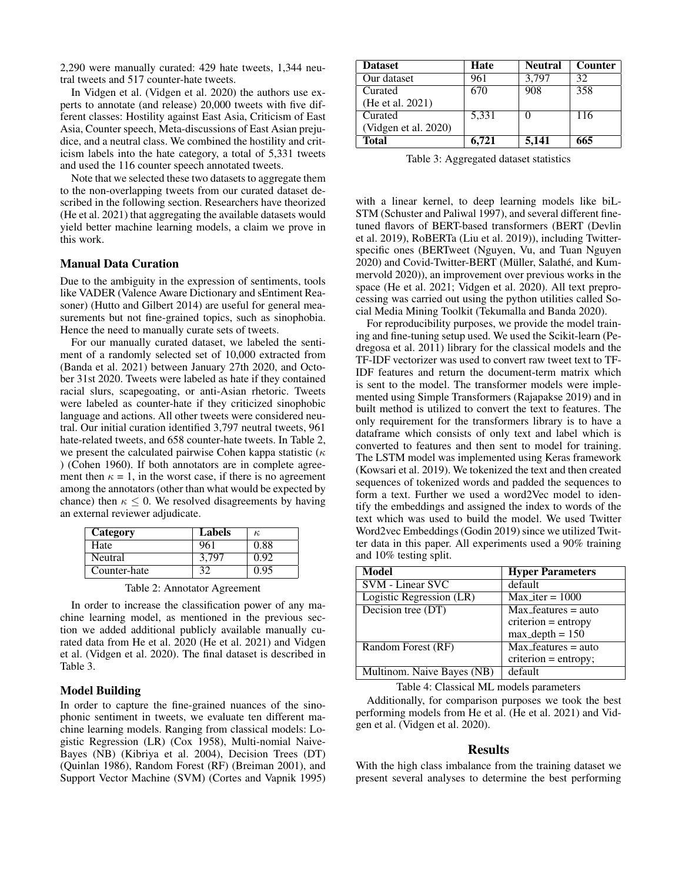2,290 were manually curated: 429 hate tweets, 1,344 neutral tweets and 517 counter-hate tweets.

In Vidgen et al. (Vidgen et al. 2020) the authors use experts to annotate (and release) 20,000 tweets with five different classes: Hostility against East Asia, Criticism of East Asia, Counter speech, Meta-discussions of East Asian prejudice, and a neutral class. We combined the hostility and criticism labels into the hate category, a total of 5,331 tweets and used the 116 counter speech annotated tweets.

Note that we selected these two datasets to aggregate them to the non-overlapping tweets from our curated dataset described in the following section. Researchers have theorized (He et al. 2021) that aggregating the available datasets would yield better machine learning models, a claim we prove in this work.

### Manual Data Curation

Due to the ambiguity in the expression of sentiments, tools like VADER (Valence Aware Dictionary and sEntiment Reasoner) (Hutto and Gilbert 2014) are useful for general measurements but not fine-grained topics, such as sinophobia. Hence the need to manually curate sets of tweets.

For our manually curated dataset, we labeled the sentiment of a randomly selected set of 10,000 extracted from (Banda et al. 2021) between January 27th 2020, and October 31st 2020. Tweets were labeled as hate if they contained racial slurs, scapegoating, or anti-Asian rhetoric. Tweets were labeled as counter-hate if they criticized sinophobic language and actions. All other tweets were considered neutral. Our initial curation identified 3,797 neutral tweets, 961 hate-related tweets, and 658 counter-hate tweets. In Table 2, we present the calculated pairwise Cohen kappa statistic ($\kappa$ ) (Cohen 1960). If both annotators are in complete agreement then $\kappa$ = 1, in the worst case, if there is no agreement among the annotators (other than what would be expected by chance) then $\kappa \leq 0$. We resolved disagreements by having an external reviewer adjudicate.

| Category | Labels | $\kappa$ |
|---|---|---|
| Hate | 961 | 0.88 |
| Neutral | 3,797 | 0.92 |
| Counter-hate | 32 | 0.95 |

Table 2: Annotator Agreement

In order to increase the classification power of any machine learning model, as mentioned in the previous section we added additional publicly available manually curated data from He et al. 2020 (He et al. 2021) and Vidgen et al. (Vidgen et al. 2020). The final dataset is described in Table 3.

| Dataset | Hate | Neutral | Counter |
|---|---|---|---|
| Our dataset | 961 | 3,797 | 32 |
| Curated (He et al. 2021) | 670 | 908 | 358 |
| Curated (Vidgen et al. 2020) | 5,331 | 0 | 116 |
| **Total** | **6,721** | **5,141** | **665** |

Table 3: Aggregated dataset statistics

### Model Building

In order to capture the fine-grained nuances of the sinophonic sentiment in tweets, we evaluate ten different machine learning models. Ranging from classical models: Logistic Regression (LR) (Cox 1958), Multi-nomial Naive-Bayes (NB) (Kibriya et al. 2004), Decision Trees (DT) (Quinlan 1986), Random Forest (RF) (Breiman 2001), and Support Vector Machine (SVM) (Cortes and Vapnik 1995) with a linear kernel, to deep learning models like biLSTM (Schuster and Paliwal 1997), and several different fine-tuned flavors of BERT-based transformers (BERT (Devlin et al. 2019), RoBERTa (Liu et al. 2019)), including Twitter-specific ones (BERTweet (Nguyen, Vu, and Tuan Nguyen 2020) and Covid-Twitter-BERT (Müller, Salathé, and Kummervold 2020)), an improvement over previous works in the space (He et al. 2021; Vidgen et al. 2020). All text preprocessing was carried out using the python utilities called Social Media Mining Toolkit (Tekumalla and Banda 2020).

For reproducibility purposes, we provide the model training and fine-tuning setup used. We used the Scikit-learn (Pedregosa et al. 2011) library for the classical models and the TF-IDF vectorizer was used to convert raw tweet text to TF-IDF features and return the document-term matrix which is sent to the model. The transformer models were implemented using Simple Transformers (Rajapakse 2019) and in built method is utilized to convert the text to features. The only requirement for the transformers library is to have a dataframe which consists of only text and label which is converted to features and then sent to model for training. The LSTM model was implemented using Keras framework (Kowsari et al. 2019). We tokenized the text and then created sequences of tokenized words and padded the sequences to form a text. Further we used a word2Vec model to identify the embeddings and assigned the index to words of the text which was used to build the model. We used Twitter Word2vec Embeddings (Godin 2019) since we utilized Twitter data in this paper. All experiments used a 90% training and 10% testing split.

| Model | Hyper Parameters |
|---|---|
| SVM - Linear SVC | default |
| Logistic Regression (LR) | Max_iter = 1000 |
| Decision tree (DT) | Max_features = auto<br>criterion = entropy<br>max_depth = 150 |
| Random Forest (RF) | Max_features = auto<br>criterion = entropy; |
| Multinom. Naive Bayes (NB) | default |

Table 4: Classical ML models parameters

Additionally, for comparison purposes we took the best performing models from He et al. (He et al. 2021) and Vidgen et al. (Vidgen et al. 2020).

## Results

With the high class imbalance from the training dataset we present several analyses to determine the best performing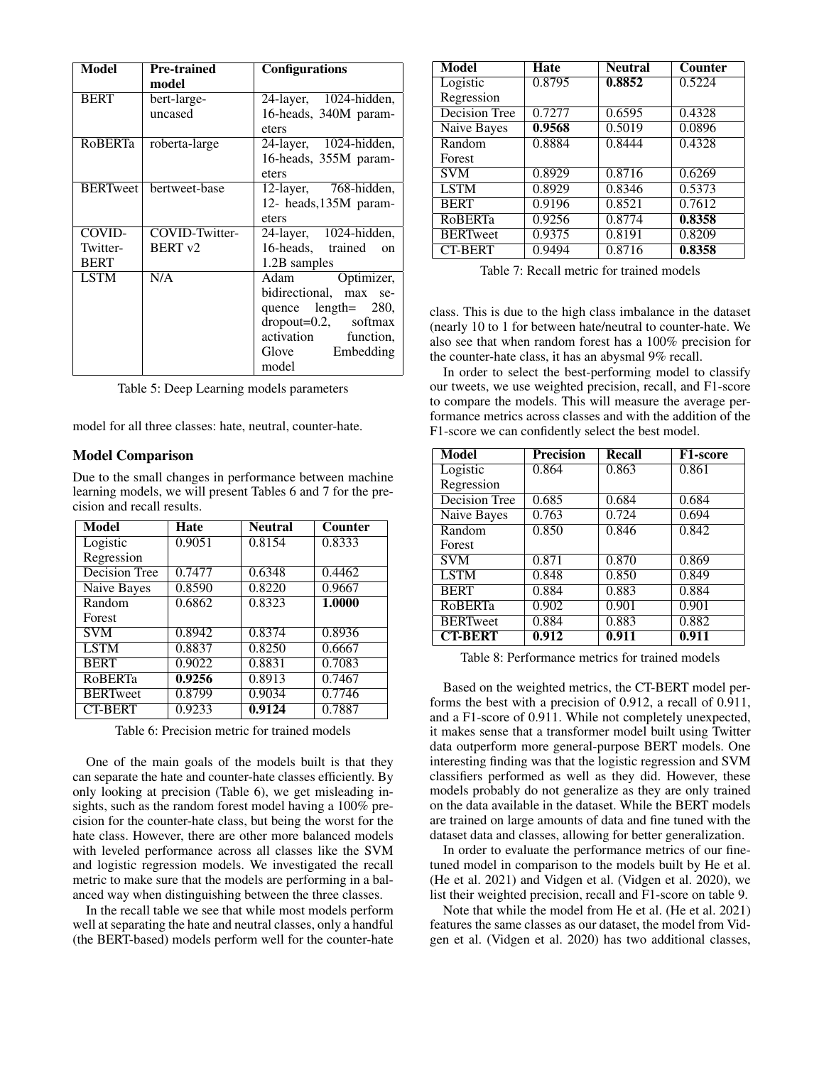| Model | Pre-trained model | Configurations |
|---|---|---|
| BERT | bert-large-uncased | 24-layer, 1024-hidden, 16-heads, 340M parameters |
| RoBERTa | roberta-large | 24-layer, 1024-hidden, 16-heads, 355M parameters |
| BERTweet | bertweet-base | 12-layer, 768-hidden, 12- heads,135M parameters |
| COVID-Twitter-BERT | COVID-Twitter-BERT v2 | 24-layer, 1024-hidden, 16-heads, trained on 1.2B samples |
| LSTM | N/A | Adam Optimizer, bidirectional, max sequence length= 280, dropout=0.2, softmax activation function, Glove Embedding model |

Table 5: Deep Learning models parameters

model for all three classes: hate, neutral, counter-hate.

## Model Comparison

Due to the small changes in performance between machine learning models, we will present Tables 6 and 7 for the precision and recall results.

| Model | Hate | Neutral | Counter |
|---|---|---|---|
| Logistic Regression | 0.9051 | 0.8154 | 0.8333 |
| Decision Tree | 0.7477 | 0.6348 | 0.4462 |
| Naive Bayes | 0.8590 | 0.8220 | 0.9667 |
| Random Forest | 0.6862 | 0.8323 | **1.0000** |
| SVM | 0.8942 | 0.8374 | 0.8936 |
| LSTM | 0.8837 | 0.8250 | 0.6667 |
| BERT | 0.9022 | 0.8831 | 0.7083 |
| RoBERTa | **0.9256** | 0.8913 | 0.7467 |
| BERTweet | 0.8799 | 0.9034 | 0.7746 |
| CT-BERT | 0.9233 | **0.9124** | 0.7887 |

Table 6: Precision metric for trained models

One of the main goals of the models built is that they can separate the hate and counter-hate classes efficiently. By only looking at precision (Table 6), we get misleading insights, such as the random forest model having a 100% precision for the counter-hate class, but being the worst for the hate class. However, there are other more balanced models with leveled performance across all classes like the SVM and logistic regression models. We investigated the recall metric to make sure that the models are performing in a balanced way when distinguishing between the three classes.

In the recall table we see that while most models perform well at separating the hate and neutral classes, only a handful (the BERT-based) models perform well for the counter-hate

| Model | Hate | Neutral | Counter |
|---|---|---|---|
| Logistic Regression | 0.8795 | **0.8852** | 0.5224 |
| Decision Tree | 0.7277 | 0.6595 | 0.4328 |
| Naive Bayes | **0.9568** | 0.5019 | 0.0896 |
| Random Forest | 0.8884 | 0.8444 | 0.4328 |
| SVM | 0.8929 | 0.8716 | 0.6269 |
| LSTM | 0.8929 | 0.8346 | 0.5373 |
| BERT | 0.9196 | 0.8521 | 0.7612 |
| RoBERTa | 0.9256 | 0.8774 | **0.8358** |
| BERTweet | 0.9375 | 0.8191 | 0.8209 |
| CT-BERT | 0.9494 | 0.8716 | **0.8358** |

Table 7: Recall metric for trained models

class. This is due to the high class imbalance in the dataset (nearly 10 to 1 for between hate/neutral to counter-hate. We also see that when random forest has a 100% precision for the counter-hate class, it has an abysmal 9% recall.

In order to select the best-performing model to classify our tweets, we use weighted precision, recall, and F1-score to compare the models. This will measure the average performance metrics across classes and with the addition of the F1-score we can confidently select the best model.

| Model | Precision | Recall | F1-score |
|---|---|---|---|
| Logistic Regression | 0.864 | 0.863 | 0.861 |
| Decision Tree | 0.685 | 0.684 | 0.684 |
| Naive Bayes | 0.763 | 0.724 | 0.694 |
| Random Forest | 0.850 | 0.846 | 0.842 |
| SVM | 0.871 | 0.870 | 0.869 |
| LSTM | 0.848 | 0.850 | 0.849 |
| BERT | 0.884 | 0.883 | 0.884 |
| RoBERTa | 0.902 | 0.901 | 0.901 |
| BERTweet | 0.884 | 0.883 | 0.882 |
| **CT-BERT** | **0.912** | **0.911** | **0.911** |

Table 8: Performance metrics for trained models

Based on the weighted metrics, the CT-BERT model performs the best with a precision of 0.912, a recall of 0.911, and a F1-score of 0.911. While not completely unexpected, it makes sense that a transformer model built using Twitter data outperform more general-purpose BERT models. One interesting finding was that the logistic regression and SVM classifiers performed as well as they did. However, these models probably do not generalize as they are only trained on the data available in the dataset. While the BERT models are trained on large amounts of data and fine tuned with the dataset data and classes, allowing for better generalization.

In order to evaluate the performance metrics of our fine-tuned model in comparison to the models built by He et al. (He et al. 2021) and Vidgen et al. (Vidgen et al. 2020), we list their weighted precision, recall and F1-score on table 9.

Note that while the model from He et al. (He et al. 2021) features the same classes as our dataset, the model from Vidgen et al. (Vidgen et al. 2020) has two additional classes,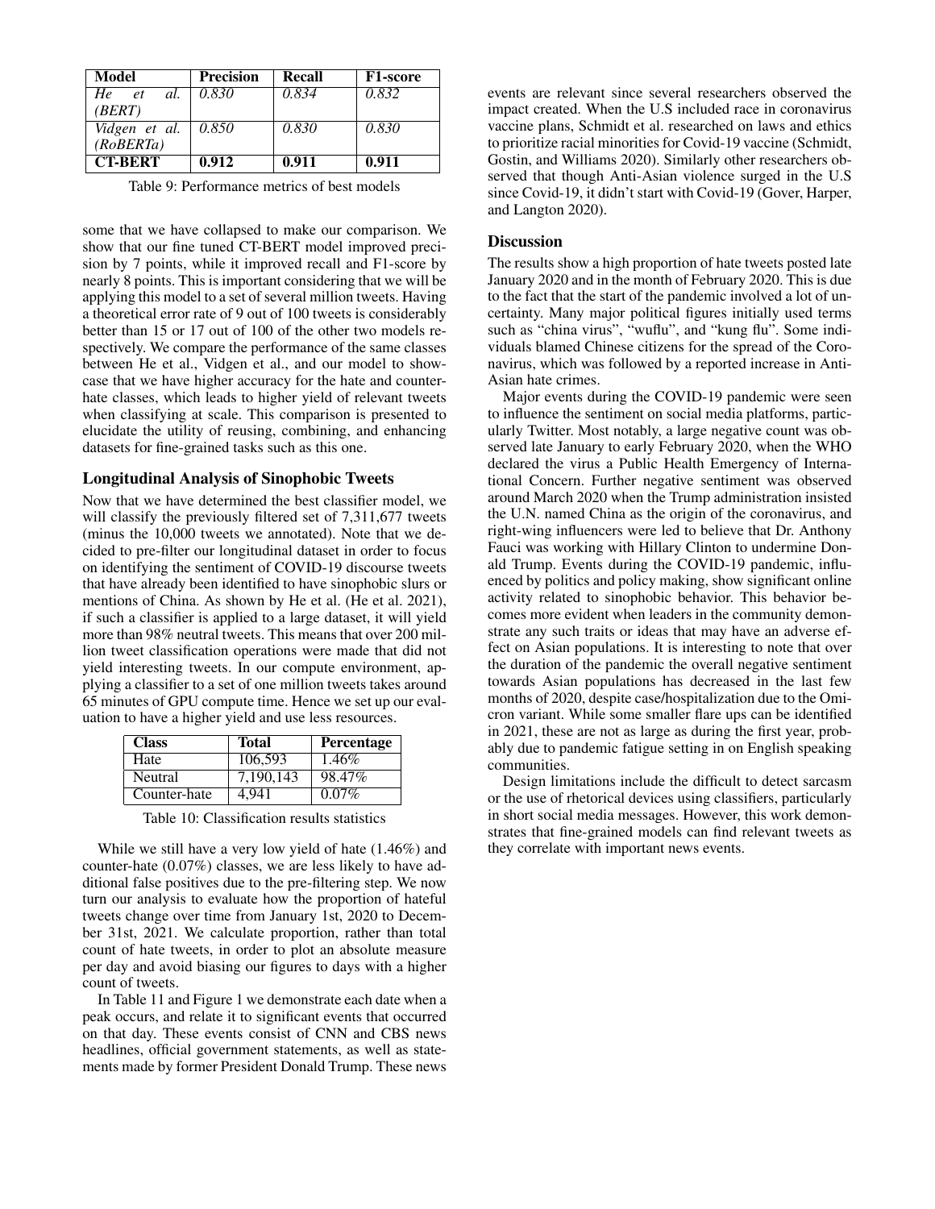| Model | Precision | Recall | F1-score |
| --- | --- | --- | --- |
| *He et al. (BERT)* | *0.830* | *0.834* | *0.832* |
| *Vidgen et al. (RoBERTa)* | *0.850* | *0.830* | *0.830* |
| **CT-BERT** | **0.912** | **0.911** | **0.911** |

Table 9: Performance metrics of best models

some that we have collapsed to make our comparison. We show that our fine tuned CT-BERT model improved precision by 7 points, while it improved recall and F1-score by nearly 8 points. This is important considering that we will be applying this model to a set of several million tweets. Having a theoretical error rate of 9 out of 100 tweets is considerably better than 15 or 17 out of 100 of the other two models respectively. We compare the performance of the same classes between He et al., Vidgen et al., and our model to showcase that we have higher accuracy for the hate and counter-hate classes, which leads to higher yield of relevant tweets when classifying at scale. This comparison is presented to elucidate the utility of reusing, combining, and enhancing datasets for fine-grained tasks such as this one.

### Longitudinal Analysis of Sinophobic Tweets

Now that we have determined the best classifier model, we will classify the previously filtered set of 7,311,677 tweets (minus the 10,000 tweets we annotated). Note that we decided to pre-filter our longitudinal dataset in order to focus on identifying the sentiment of COVID-19 discourse tweets that have already been identified to have sinophobic slurs or mentions of China. As shown by He et al. (He et al. 2021), if such a classifier is applied to a large dataset, it will yield more than 98% neutral tweets. This means that over 200 million tweet classification operations were made that did not yield interesting tweets. In our compute environment, applying a classifier to a set of one million tweets takes around 65 minutes of GPU compute time. Hence we set up our evaluation to have a higher yield and use less resources.

| Class | Total | Percentage |
| --- | --- | --- |
| Hate | 106,593 | 1.46% |
| Neutral | 7,190,143 | 98.47% |
| Counter-hate | 4,941 | 0.07% |

Table 10: Classification results statistics

While we still have a very low yield of hate (1.46%) and counter-hate (0.07%) classes, we are less likely to have additional false positives due to the pre-filtering step. We now turn our analysis to evaluate how the proportion of hateful tweets change over time from January 1st, 2020 to December 31st, 2021. We calculate proportion, rather than total count of hate tweets, in order to plot an absolute measure per day and avoid biasing our figures to days with a higher count of tweets.

In Table 11 and Figure 1 we demonstrate each date when a peak occurs, and relate it to significant events that occurred on that day. These events consist of CNN and CBS news headlines, official government statements, as well as statements made by former President Donald Trump. These news events are relevant since several researchers observed the impact created. When the U.S included race in coronavirus vaccine plans, Schmidt et al. researched on laws and ethics to prioritize racial minorities for Covid-19 vaccine (Schmidt, Gostin, and Williams 2020). Similarly other researchers observed that though Anti-Asian violence surged in the U.S since Covid-19, it didn't start with Covid-19 (Gover, Harper, and Langton 2020).

## Discussion

The results show a high proportion of hate tweets posted late January 2020 and in the month of February 2020. This is due to the fact that the start of the pandemic involved a lot of uncertainty. Many major political figures initially used terms such as "china virus", "wuflu", and "kung flu". Some individuals blamed Chinese citizens for the spread of the Coronavirus, which was followed by a reported increase in Anti-Asian hate crimes.

Major events during the COVID-19 pandemic were seen to influence the sentiment on social media platforms, particularly Twitter. Most notably, a large negative count was observed late January to early February 2020, when the WHO declared the virus a Public Health Emergency of International Concern. Further negative sentiment was observed around March 2020 when the Trump administration insisted the U.N. named China as the origin of the coronavirus, and right-wing influencers were led to believe that Dr. Anthony Fauci was working with Hillary Clinton to undermine Donald Trump. Events during the COVID-19 pandemic, influenced by politics and policy making, show significant online activity related to sinophobic behavior. This behavior becomes more evident when leaders in the community demonstrate any such traits or ideas that may have an adverse effect on Asian populations. It is interesting to note that over the duration of the pandemic the overall negative sentiment towards Asian populations has decreased in the last few months of 2020, despite case/hospitalization due to the Omicron variant. While some smaller flare ups can be identified in 2021, these are not as large as during the first year, probably due to pandemic fatigue setting in on English speaking communities.

Design limitations include the difficult to detect sarcasm or the use of rhetorical devices using classifiers, particularly in short social media messages. However, this work demonstrates that fine-grained models can find relevant tweets as they correlate with important news events.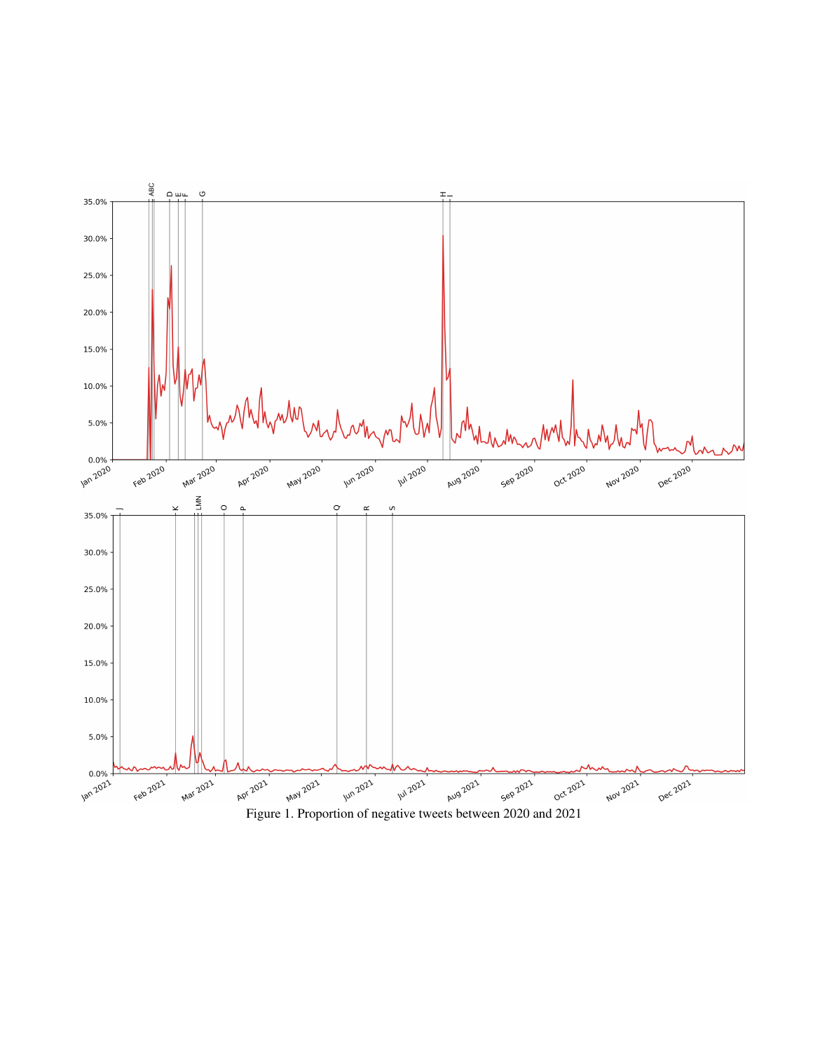Figure 1. Proportion of negative tweets between 2020 and 2021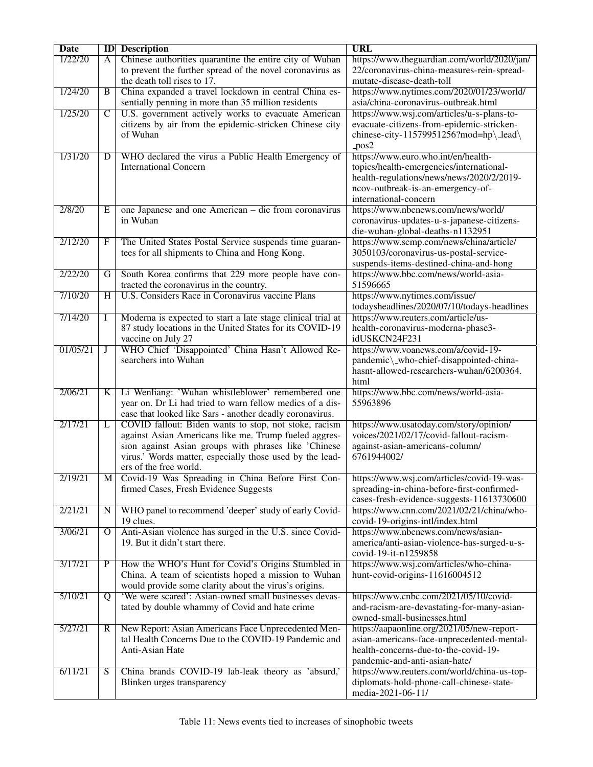| Date | ID | Description | URL |
|---|---|---|---|
| 1/22/20 | A | Chinese authorities quarantine the entire city of Wuhan to prevent the further spread of the novel coronavirus as the death toll rises to 17. | https://www.theguardian.com/world/2020/jan/22/coronavirus-china-measures-rein-spread-mutate-disease-death-toll |
| 1/24/20 | B | China expanded a travel lockdown in central China essentially penning in more than 35 million residents | https://www.nytimes.com/2020/01/23/world/asia/china-coronavirus-outbreak.html |
| 1/25/20 | C | U.S. government actively works to evacuate American citizens by air from the epidemic-stricken Chinese city of Wuhan | https://www.wsj.com/articles/u-s-plans-to-evacuate-citizens-from-epidemic-stricken-chinese-city-11579951256?mod=hp\_lead\_pos2 |
| 1/31/20 | D | WHO declared the virus a Public Health Emergency of International Concern | https://www.euro.who.int/en/health-topics/health-emergencies/international-health-regulations/news/news/2020/2/2019-ncov-outbreak-is-an-emergency-of-international-concern |
| 2/8/20 | E | one Japanese and one American – die from coronavirus in Wuhan | https://www.nbcnews.com/news/world/coronavirus-updates-u-s-japanese-citizens-die-wuhan-global-deaths-n1132951 |
| 2/12/20 | F | The United States Postal Service suspends time guarantees for all shipments to China and Hong Kong. | https://www.scmp.com/news/china/article/3050103/coronavirus-us-postal-service-suspends-items-destined-china-and-hong |
| 2/22/20 | G | South Korea confirms that 229 more people have contracted the coronavirus in the country. | https://www.bbc.com/news/world-asia-51596665 |
| 7/10/20 | H | U.S. Considers Race in Coronavirus vaccine Plans | https://www.nytimes.com/issue/todaysheadlines/2020/07/10/todays-headlines |
| 7/14/20 | I | Moderna is expected to start a late stage clinical trial at 87 study locations in the United States for its COVID-19 vaccine on July 27 | https://www.reuters.com/article/us-health-coronavirus-moderna-phase3-idUSKCN24F231 |
| 01/05/21 | J | WHO Chief 'Disappointed' China Hasn't Allowed Researchers into Wuhan | https://www.voanews.com/a/covid-19-pandemic\_who-chief-disappointed-china-hasnt-allowed-researchers-wuhan/6200364.html |
| 2/06/21 | K | Li Wenliang: 'Wuhan whistleblower' remembered one year on. Dr Li had tried to warn fellow medics of a disease that looked like Sars - another deadly coronavirus. | https://www.bbc.com/news/world-asia-55963896 |
| 2/17/21 | L | COVID fallout: Biden wants to stop, not stoke, racism against Asian Americans like me. Trump fueled aggression against Asian groups with phrases like 'Chinese virus.' Words matter, especially those used by the leaders of the free world. | https://www.usatoday.com/story/opinion/voices/2021/02/17/covid-fallout-racism-against-asian-americans-column/6761944002/ |
| 2/19/21 | M | Covid-19 Was Spreading in China Before First Confirmed Cases, Fresh Evidence Suggests | https://www.wsj.com/articles/covid-19-was-spreading-in-china-before-first-confirmed-cases-fresh-evidence-suggests-11613730600 |
| 2/21/21 | N | WHO panel to recommend 'deeper' study of early Covid-19 clues. | https://www.cnn.com/2021/02/21/china/who-covid-19-origins-intl/index.html |
| 3/06/21 | O | Anti-Asian violence has surged in the U.S. since Covid-19. But it didn't start there. | https://www.nbcnews.com/news/asian-america/anti-asian-violence-has-surged-u-s-covid-19-it-n1259858 |
| 3/17/21 | P | How the WHO's Hunt for Covid's Origins Stumbled in China. A team of scientists hoped a mission to Wuhan would provide some clarity about the virus's origins. | https://www.wsj.com/articles/who-china-hunt-covid-origins-11616004512 |
| 5/10/21 | Q | 'We were scared': Asian-owned small businesses devastated by double whammy of Covid and hate crime | https://www.cnbc.com/2021/05/10/covid-and-racism-are-devastating-for-many-asian-owned-small-businesses.html |
| 5/27/21 | R | New Report: Asian Americans Face Unprecedented Mental Health Concerns Due to the COVID-19 Pandemic and Anti-Asian Hate | https://aapaonline.org/2021/05/new-report-asian-americans-face-unprecedented-mental-health-concerns-due-to-the-covid-19-pandemic-and-anti-asian-hate/ |
| 6/11/21 | S | China brands COVID-19 lab-leak theory as 'absurd,' Blinken urges transparency | https://www.reuters.com/world/china-us-top-diplomats-hold-phone-call-chinese-state-media-2021-06-11/ |

Table 11: News events tied to increases of sinophobic tweets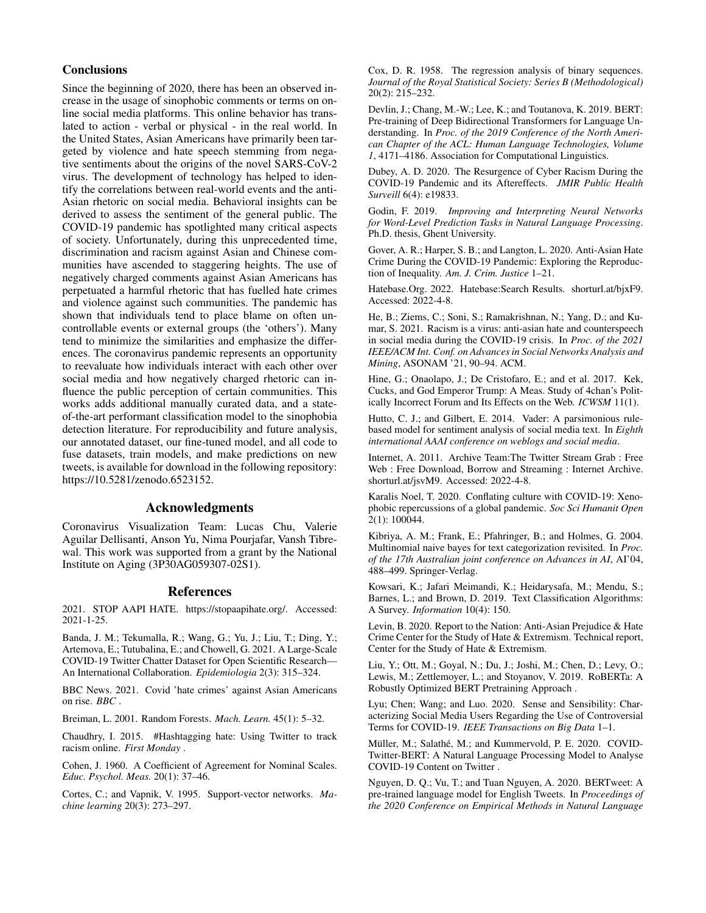## Conclusions

Since the beginning of 2020, there has been an observed increase in the usage of sinophobic comments or terms on online social media platforms. This online behavior has translated to action - verbal or physical - in the real world. In the United States, Asian Americans have primarily been targeted by violence and hate speech stemming from negative sentiments about the origins of the novel SARS-CoV-2 virus. The development of technology has helped to identify the correlations between real-world events and the anti-Asian rhetoric on social media. Behavioral insights can be derived to assess the sentiment of the general public. The COVID-19 pandemic has spotlighted many critical aspects of society. Unfortunately, during this unprecedented time, discrimination and racism against Asian and Chinese communities have ascended to staggering heights. The use of negatively charged comments against Asian Americans has perpetuated a harmful rhetoric that has fuelled hate crimes and violence against such communities. The pandemic has shown that individuals tend to place blame on often uncontrollable events or external groups (the 'others'). Many tend to minimize the similarities and emphasize the differences. The coronavirus pandemic represents an opportunity to reevaluate how individuals interact with each other over social media and how negatively charged rhetoric can influence the public perception of certain communities. This works adds additional manually curated data, and a state-of-the-art performant classification model to the sinophobia detection literature. For reproducibility and future analysis, our annotated dataset, our fine-tuned model, and all code to fuse datasets, train models, and make predictions on new tweets, is available for download in the following repository: https://10.5281/zenodo.6523152.

## Acknowledgments

Coronavirus Visualization Team: Lucas Chu, Valerie Aguilar Dellisanti, Anson Yu, Nima Pourjafar, Vansh Tibrewal. This work was supported from a grant by the National Institute on Aging (3P30AG059307-02S1).

## References

2021. STOP AAPI HATE. https://stopaapihate.org/. Accessed: 2021-1-25.

Banda, J. M.; Tekumalla, R.; Wang, G.; Yu, J.; Liu, T.; Ding, Y.; Artemova, E.; Tutubalina, E.; and Chowell, G. 2021. A Large-Scale COVID-19 Twitter Chatter Dataset for Open Scientific Research—An International Collaboration. *Epidemiologia* 2(3): 315–324.

BBC News. 2021. Covid 'hate crimes' against Asian Americans on rise. *BBC* .

Breiman, L. 2001. Random Forests. *Mach. Learn.* 45(1): 5–32.

Chaudhry, I. 2015. #Hashtagging hate: Using Twitter to track racism online. *First Monday* .

Cohen, J. 1960. A Coefficient of Agreement for Nominal Scales. *Educ. Psychol. Meas.* 20(1): 37–46.

Cortes, C.; and Vapnik, V. 1995. Support-vector networks. *Machine learning* 20(3): 273–297.

Cox, D. R. 1958. The regression analysis of binary sequences. *Journal of the Royal Statistical Society: Series B (Methodological)* 20(2): 215–232.

Devlin, J.; Chang, M.-W.; Lee, K.; and Toutanova, K. 2019. BERT: Pre-training of Deep Bidirectional Transformers for Language Understanding. In *Proc. of the 2019 Conference of the North American Chapter of the ACL: Human Language Technologies, Volume 1*, 4171–4186. Association for Computational Linguistics.

Dubey, A. D. 2020. The Resurgence of Cyber Racism During the COVID-19 Pandemic and its Aftereffects. *JMIR Public Health Surveill* 6(4): e19833.

Godin, F. 2019. *Improving and Interpreting Neural Networks for Word-Level Prediction Tasks in Natural Language Processing*. Ph.D. thesis, Ghent University.

Gover, A. R.; Harper, S. B.; and Langton, L. 2020. Anti-Asian Hate Crime During the COVID-19 Pandemic: Exploring the Reproduction of Inequality. *Am. J. Crim. Justice* 1–21.

Hatebase.Org. 2022. Hatebase:Search Results. shorturl.at/bjxF9. Accessed: 2022-4-8.

He, B.; Ziems, C.; Soni, S.; Ramakrishnan, N.; Yang, D.; and Kumar, S. 2021. Racism is a virus: anti-asian hate and counterspeech in social media during the COVID-19 crisis. In *Proc. of the 2021 IEEE/ACM Int. Conf. on Advances in Social Networks Analysis and Mining*, ASONAM '21, 90–94. ACM.

Hine, G.; Onaolapo, J.; De Cristofaro, E.; and et al. 2017. Kek, Cucks, and God Emperor Trump: A Meas. Study of 4chan's Politically Incorrect Forum and Its Effects on the Web. *ICWSM* 11(1).

Hutto, C. J.; and Gilbert, E. 2014. Vader: A parsimonious rule-based model for sentiment analysis of social media text. In *Eighth international AAAI conference on weblogs and social media*.

Internet, A. 2011. Archive Team:The Twitter Stream Grab : Free Web : Free Download, Borrow and Streaming : Internet Archive. shorturl.at/jsvM9. Accessed: 2022-4-8.

Karalis Noel, T. 2020. Conflating culture with COVID-19: Xenophobic repercussions of a global pandemic. *Soc Sci Humanit Open* 2(1): 100044.

Kibriya, A. M.; Frank, E.; Pfahringer, B.; and Holmes, G. 2004. Multinomial naive bayes for text categorization revisited. In *Proc. of the 17th Australian joint conference on Advances in AI*, AI'04, 488–499. Springer-Verlag.

Kowsari, K.; Jafari Meimandi, K.; Heidarysafa, M.; Mendu, S.; Barnes, L.; and Brown, D. 2019. Text Classification Algorithms: A Survey. *Information* 10(4): 150.

Levin, B. 2020. Report to the Nation: Anti-Asian Prejudice & Hate Crime Center for the Study of Hate & Extremism. Technical report, Center for the Study of Hate & Extremism.

Liu, Y.; Ott, M.; Goyal, N.; Du, J.; Joshi, M.; Chen, D.; Levy, O.; Lewis, M.; Zettlemoyer, L.; and Stoyanov, V. 2019. RoBERTa: A Robustly Optimized BERT Pretraining Approach .

Lyu; Chen; Wang; and Luo. 2020. Sense and Sensibility: Characterizing Social Media Users Regarding the Use of Controversial Terms for COVID-19. *IEEE Transactions on Big Data* 1–1.

Müller, M.; Salathé, M.; and Kummervold, P. E. 2020. COVID-Twitter-BERT: A Natural Language Processing Model to Analyse COVID-19 Content on Twitter .

Nguyen, D. Q.; Vu, T.; and Tuan Nguyen, A. 2020. BERTweet: A pre-trained language model for English Tweets. In *Proceedings of the 2020 Conference on Empirical Methods in Natural Language*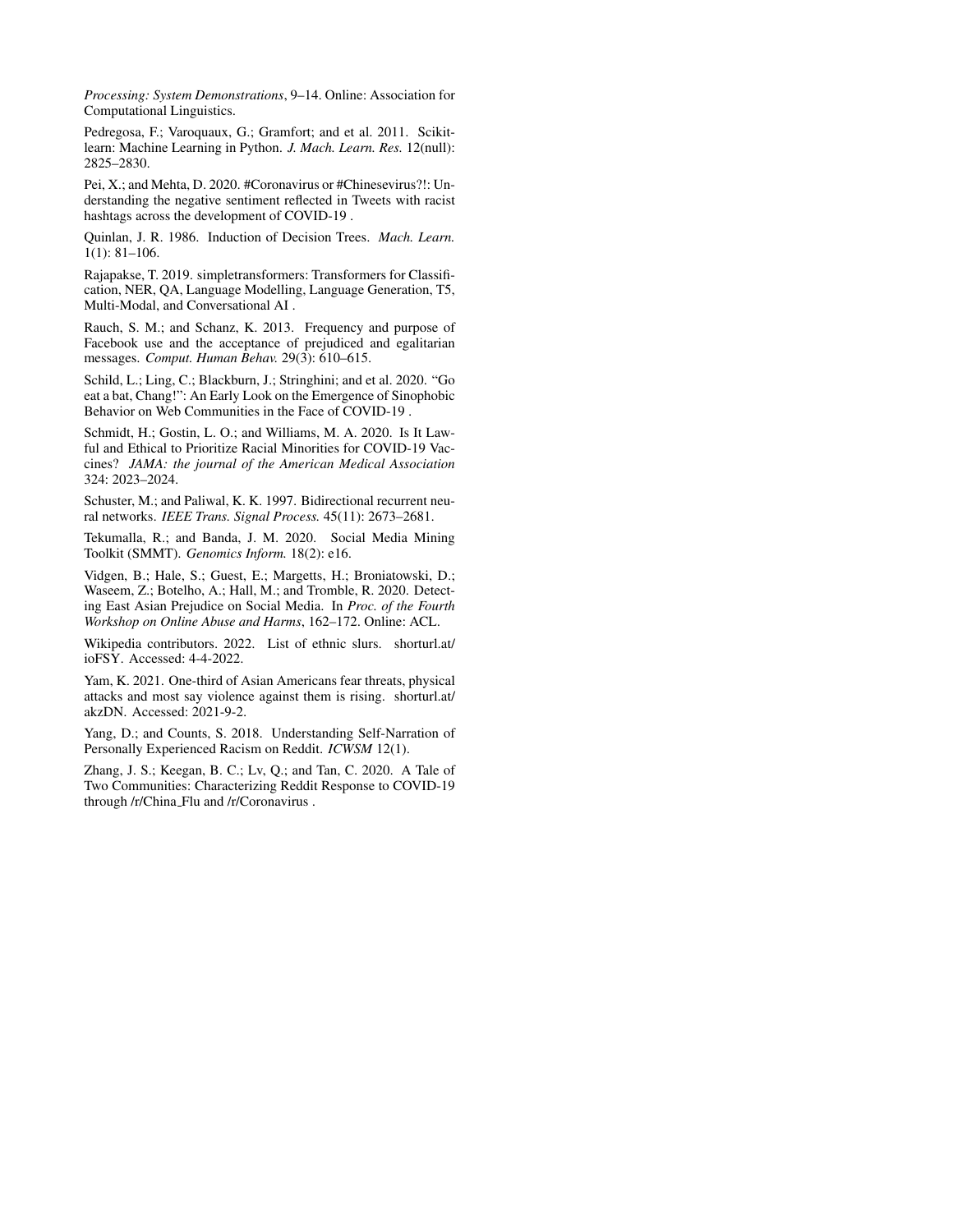*Processing: System Demonstrations*, 9–14. Online: Association for Computational Linguistics.

Pedregosa, F.; Varoquaux, G.; Gramfort; and et al. 2011. Scikit-learn: Machine Learning in Python. *J. Mach. Learn. Res.* 12(null): 2825–2830.

Pei, X.; and Mehta, D. 2020. #Coronavirus or #Chinesevirus?!: Understanding the negative sentiment reflected in Tweets with racist hashtags across the development of COVID-19 .

Quinlan, J. R. 1986. Induction of Decision Trees. *Mach. Learn.* 1(1): 81–106.

Rajapakse, T. 2019. simpletransformers: Transformers for Classification, NER, QA, Language Modelling, Language Generation, T5, Multi-Modal, and Conversational AI .

Rauch, S. M.; and Schanz, K. 2013. Frequency and purpose of Facebook use and the acceptance of prejudiced and egalitarian messages. *Comput. Human Behav.* 29(3): 610–615.

Schild, L.; Ling, C.; Blackburn, J.; Stringhini; and et al. 2020. "Go eat a bat, Chang!": An Early Look on the Emergence of Sinophobic Behavior on Web Communities in the Face of COVID-19 .

Schmidt, H.; Gostin, L. O.; and Williams, M. A. 2020. Is It Lawful and Ethical to Prioritize Racial Minorities for COVID-19 Vaccines? *JAMA: the journal of the American Medical Association* 324: 2023–2024.

Schuster, M.; and Paliwal, K. K. 1997. Bidirectional recurrent neural networks. *IEEE Trans. Signal Process.* 45(11): 2673–2681.

Tekumalla, R.; and Banda, J. M. 2020. Social Media Mining Toolkit (SMMT). *Genomics Inform.* 18(2): e16.

Vidgen, B.; Hale, S.; Guest, E.; Margetts, H.; Broniatowski, D.; Waseem, Z.; Botelho, A.; Hall, M.; and Tromble, R. 2020. Detecting East Asian Prejudice on Social Media. In *Proc. of the Fourth Workshop on Online Abuse and Harms*, 162–172. Online: ACL.

Wikipedia contributors. 2022. List of ethnic slurs. shorturl.at/ioFSY. Accessed: 4-4-2022.

Yam, K. 2021. One-third of Asian Americans fear threats, physical attacks and most say violence against them is rising. shorturl.at/akzDN. Accessed: 2021-9-2.

Yang, D.; and Counts, S. 2018. Understanding Self-Narration of Personally Experienced Racism on Reddit. *ICWSM* 12(1).

Zhang, J. S.; Keegan, B. C.; Lv, Q.; and Tan, C. 2020. A Tale of Two Communities: Characterizing Reddit Response to COVID-19 through /r/China_Flu and /r/Coronavirus .